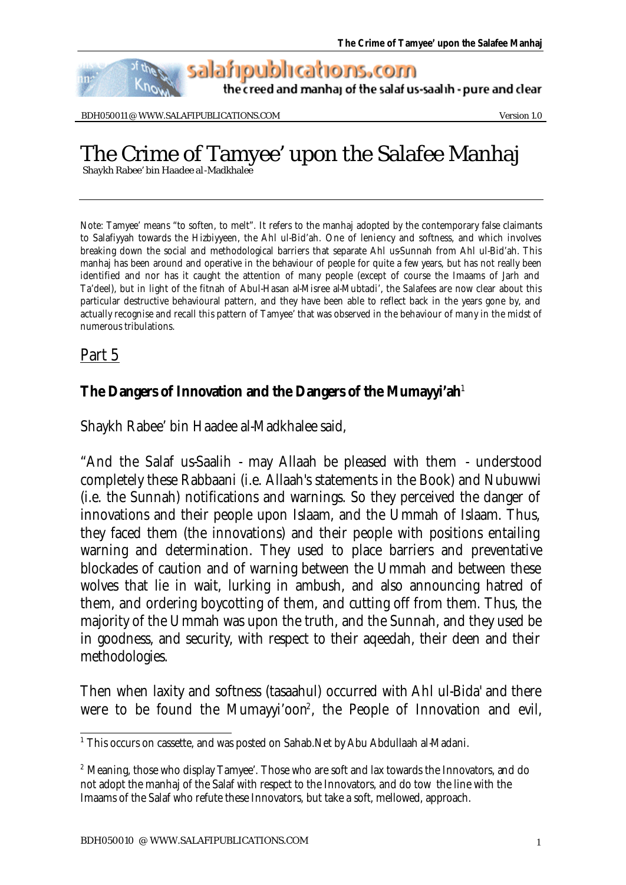# The Crime of Tamyee' upon the Salafee Manhaj

Shaykh Rabee' bin Haadee al-Madkhalee

Note: Tamyee' means "to soften, to melt". It refers to the manhaj adopted by the contemporary false claimants to Salafiyyah towards the Hizbiyyeen, the Ahl ul-Bid'ah. One of leniency and softness, and which involves breaking down the social and methodological barriers that separate Ahl us-Sunnah from Ahl ul-Bid'ah. This manhaj has been around and operative in the behaviour of people for quite a few years, but has not really been identified and nor has it caught the attention of many people (except of course the Imaams of Jarh and Ta'deel), but in light of the fitnah of Abul-Hasan al-Misree al-Mubtadi', the Salafees are now clear about this particular destructive behavioural pattern, and they have been able to reflect back in the years gone by, and actually recognise and recall this pattern of Tamyee' that was observed in the behaviour of many in the midst of numerous tribulations.

## Part 5

### The Dangers of Innovation and the Dangers of the Mumayyi'ah[1]

Shaykh Rabee' bin Haadee al-Madkhalee said,

"And the Salaf us-Saalih - may Allaah be pleased with them - understood completely these Rabbaani (i.e. Allaah's statements in the Book) and Nubuwwi (i.e. the Sunnah) notifications and warnings. So they perceived the danger of innovations and their people upon Islaam, and the Ummah of Islaam. Thus, they faced them (the innovations) and their people with positions entailing warning and determination. They used to place barriers and preventative blockades of caution and of warning between the Ummah and between these wolves that lie in wait, lurking in ambush, and also announcing hatred of them, and ordering boycotting of them, and cutting off from them. Thus, the majority of the Ummah was upon the truth, and the Sunnah, and they used be in goodness, and security, with respect to their aqeedah, their deen and their methodologies.

Then when laxity and softness (tasaahul) occurred with Ahl ul-Bida' and there were to be found the Mumayyi'oon[2], the People of Innovation and evil,

---

[1] This occurs on cassette, and was posted on Sahab.Net by Abu Abdullaah al-Madani.

[2] Meaning, those who display Tamyee'. Those who are soft and lax towards the Innovators, and do not adopt the manhaj of the Salaf with respect to the Innovators, and do tow the line with the Imaams of the Salaf who refute these Innovators, but take a soft, mellowed, approach.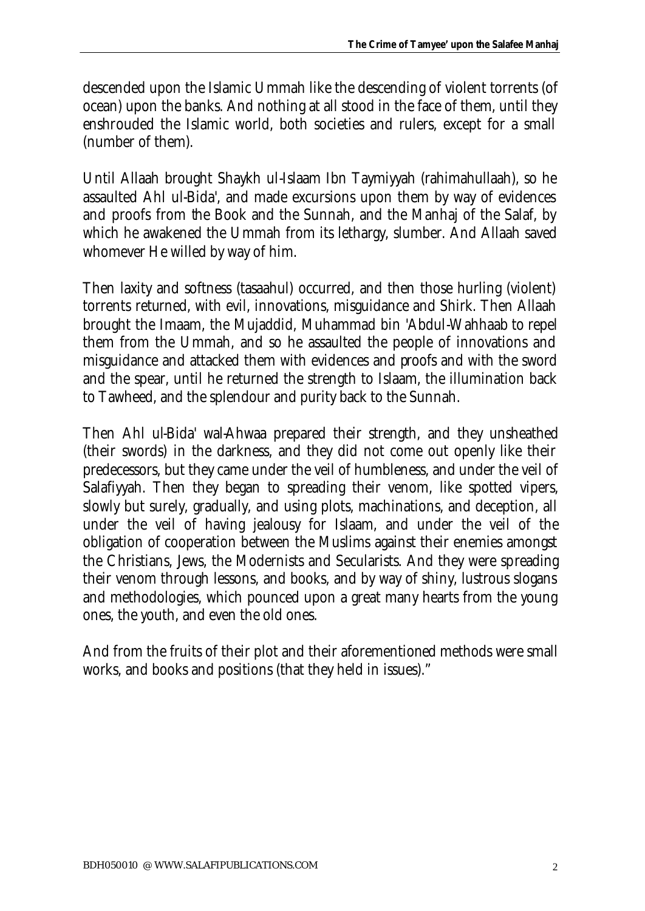descended upon the Islamic Ummah like the descending of violent torrents (of ocean) upon the banks. And nothing at all stood in the face of them, until they enshrouded the Islamic world, both societies and rulers, except for a small (number of them).

Until Allaah brought Shaykh ul-Islaam Ibn Taymiyyah (rahimahullaah), so he assaulted Ahl ul-Bida', and made excursions upon them by way of evidences and proofs from the Book and the Sunnah, and the Manhaj of the Salaf, by which he awakened the Ummah from its lethargy, slumber. And Allaah saved whomever He willed by way of him.

Then laxity and softness (tasaahul) occurred, and then those hurling (violent) torrents returned, with evil, innovations, misguidance and Shirk. Then Allaah brought the Imaam, the Mujaddid, Muhammad bin 'Abdul-Wahhaab to repel them from the Ummah, and so he assaulted the people of innovations and misguidance and attacked them with evidences and proofs and with the sword and the spear, until he returned the strength to Islaam, the illumination back to Tawheed, and the splendour and purity back to the Sunnah.

Then Ahl ul-Bida' wal-Ahwaa prepared their strength, and they unsheathed (their swords) in the darkness, and they did not come out openly like their predecessors, but they came under the veil of humbleness, and under the veil of Salafiyyah. Then they began to spreading their venom, like spotted vipers, slowly but surely, gradually, and using plots, machinations, and deception, all under the veil of having jealousy for Islaam, and under the veil of the obligation of cooperation between the Muslims against their enemies amongst the Christians, Jews, the Modernists and Secularists. And they were spreading their venom through lessons, and books, and by way of shiny, lustrous slogans and methodologies, which pounced upon a great many hearts from the young ones, the youth, and even the old ones.

And from the fruits of their plot and their aforementioned methods were small works, and books and positions (that they held in issues)."